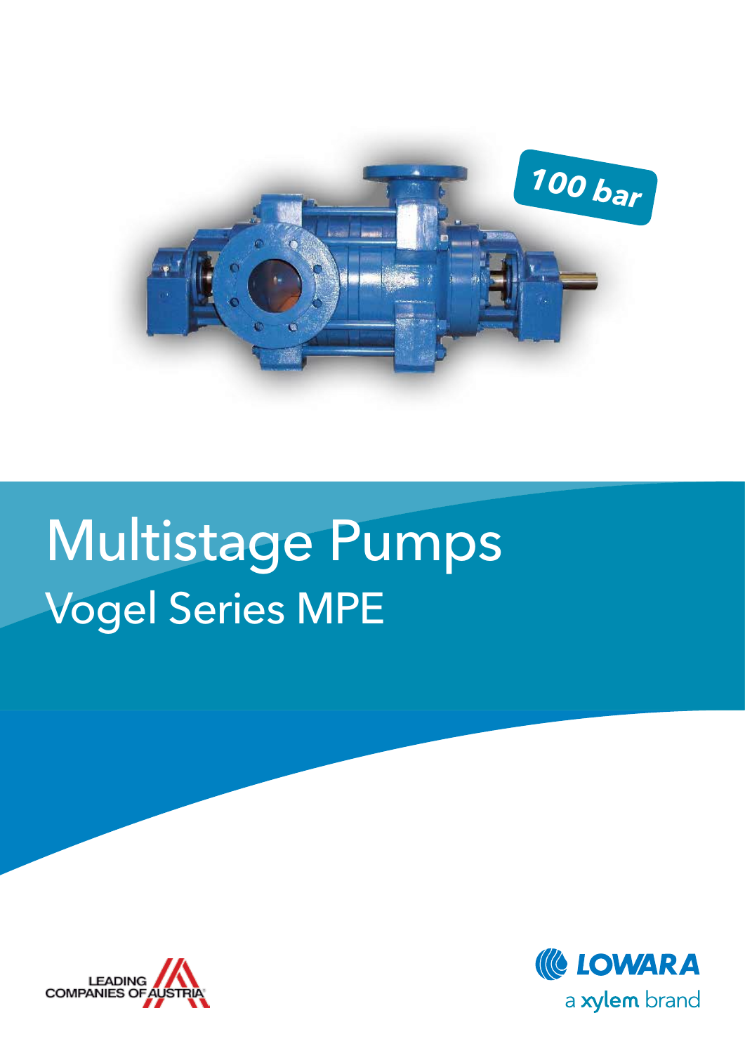100 bar

# Multistage Pumps

## Vogel Series MPE

LEADING COMPANIES OF AUSTRIA

LOWARA

a xylem brand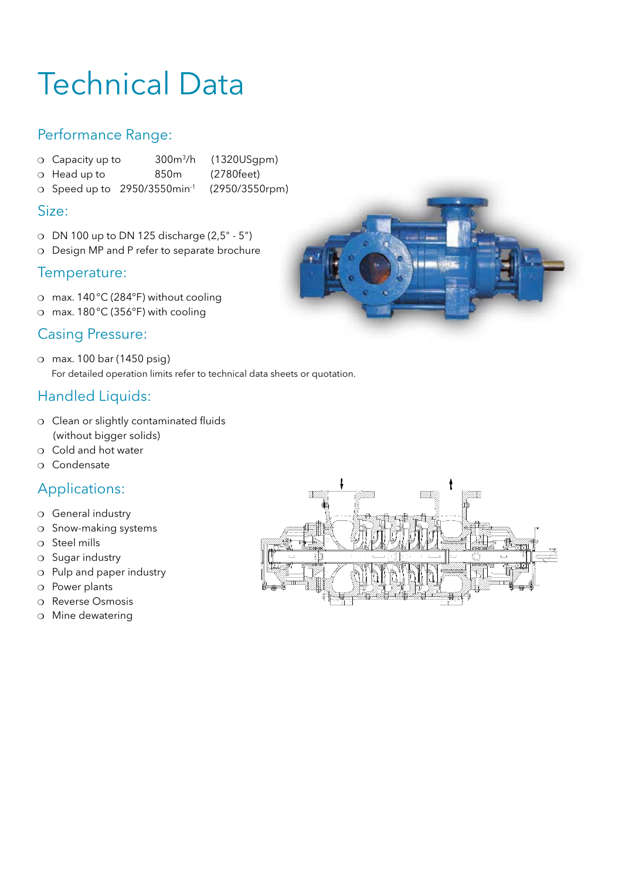# Technical Data

## Performance Range:

- Capacity up to 300m$^3$/h (1320USgpm)
- Head up to 850m (2780feet)
- Speed up to 2950/3550min$^{-1}$ (2950/3550rpm)

## Size:

- DN 100 up to DN 125 discharge (2,5" - 5")
- Design MP and P refer to separate brochure

## Temperature:

- max. 140 °C (284°F) without cooling
- max. 180 °C (356°F) with cooling

## Casing Pressure:

- max. 100 bar (1450 psig)

For detailed operation limits refer to technical data sheets or quotation.

## Handled Liquids:

- Clean or slightly contaminated fluids (without bigger solids)
- Cold and hot water
- Condensate

## Applications:

- General industry
- Snow-making systems
- Steel mills
- Sugar industry
- Pulp and paper industry
- Power plants
- Reverse Osmosis
- Mine dewatering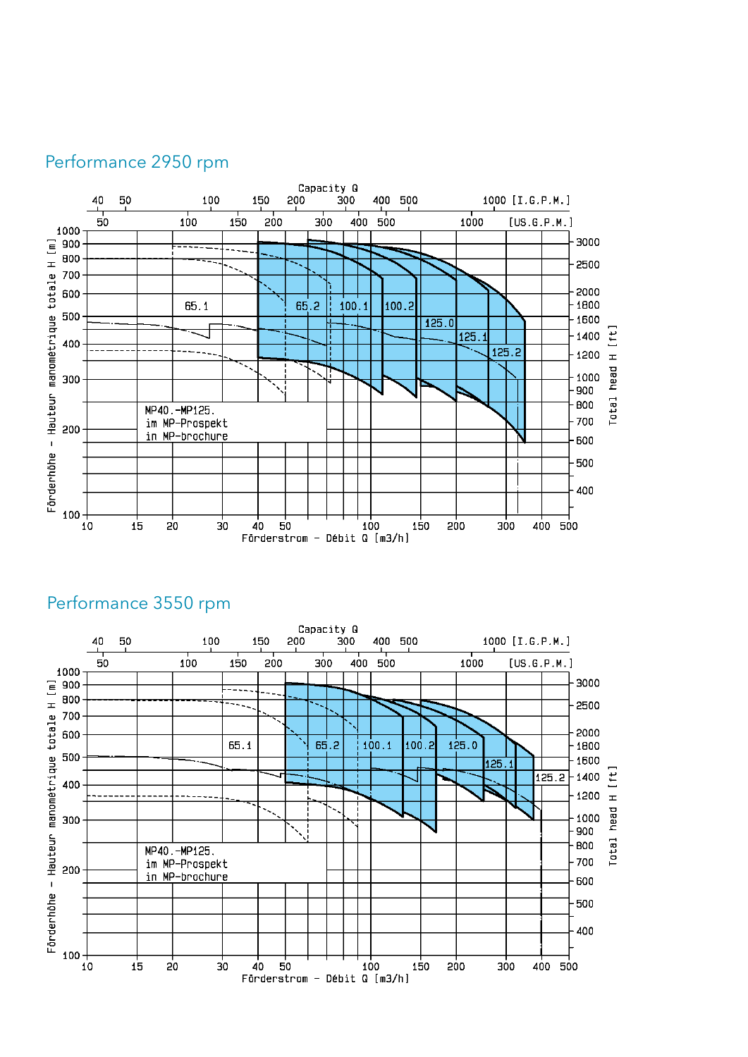## Performance 2950 rpm

Capacity Q

40 50 100 150 200 300 400 500 1000 [I.G.P.M.]

50 100 150 200 300 400 500 1000 [US.G.P.M.]

Förderhöhe - Hauteur manométrique totale H [m]

Total head H [ft]

65.1 65.2 100.1 100.2 125.0 125.1 125.2

MP40.-MP125.
im MP-Prospekt
in MP-brochure

Förderstrom - Débit Q [m3/h]

## Performance 3550 rpm

Capacity Q

40 50 100 150 200 300 400 500 1000 [I.G.P.M.]

50 100 150 200 300 400 500 1000 [US.G.P.M.]

Förderhöhe - Hauteur manométrique totale H [m]

Total head H [ft]

65.1 65.2 100.1 100.2 125.0 125.1 125.2

MP40.-MP125.
im MP-Prospekt
in MP-brochure

Förderstrom - Débit Q [m3/h]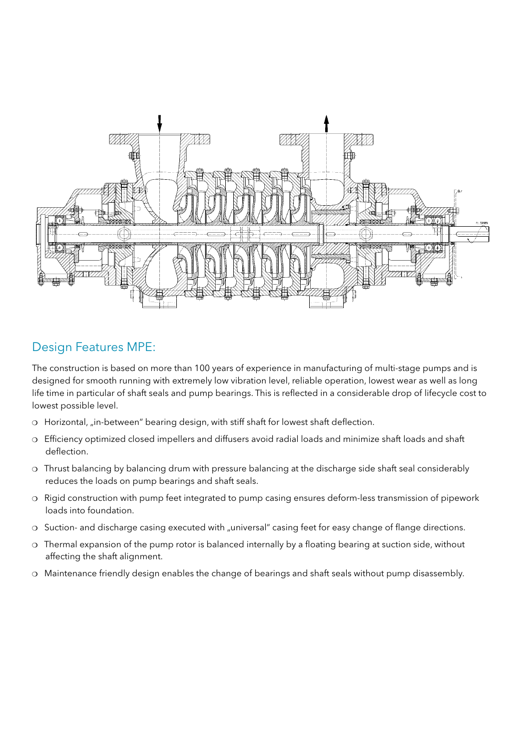## Design Features MPE:

The construction is based on more than 100 years of experience in manufacturing of multi-stage pumps and is designed for smooth running with extremely low vibration level, reliable operation, lowest wear as well as long life time in particular of shaft seals and pump bearings. This is reflected in a considerable drop of lifecycle cost to lowest possible level.

- Horizontal, „in-between" bearing design, with stiff shaft for lowest shaft deflection.
- Efficiency optimized closed impellers and diffusers avoid radial loads and minimize shaft loads and shaft deflection.
- Thrust balancing by balancing drum with pressure balancing at the discharge side shaft seal considerably reduces the loads on pump bearings and shaft seals.
- Rigid construction with pump feet integrated to pump casing ensures deform-less transmission of pipework loads into foundation.
- Suction- and discharge casing executed with „universal" casing feet for easy change of flange directions.
- Thermal expansion of the pump rotor is balanced internally by a floating bearing at suction side, without affecting the shaft alignment.
- Maintenance friendly design enables the change of bearings and shaft seals without pump disassembly.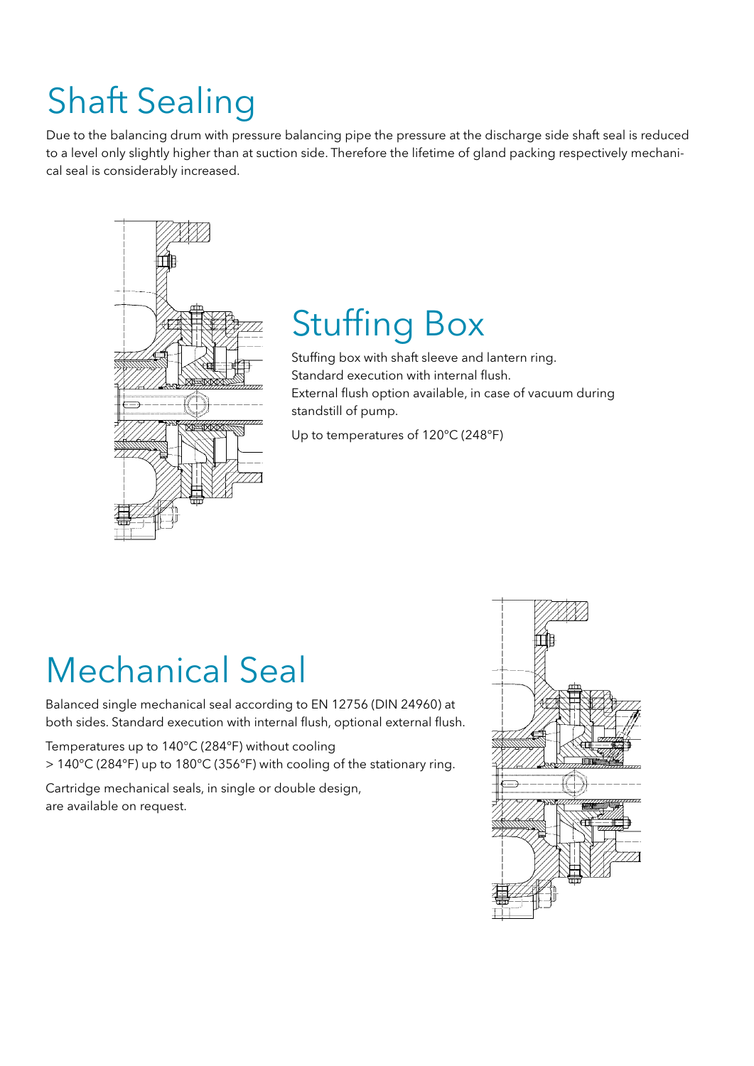# Shaft Sealing

Due to the balancing drum with pressure balancing pipe the pressure at the discharge side shaft seal is reduced to a level only slightly higher than at suction side. Therefore the lifetime of gland packing respectively mechanical seal is considerably increased.

## Stuffing Box

Stuffing box with shaft sleeve and lantern ring.
Standard execution with internal flush.
External flush option available, in case of vacuum during standstill of pump.

Up to temperatures of 120°C (248°F)

## Mechanical Seal

Balanced single mechanical seal according to EN 12756 (DIN 24960) at both sides. Standard execution with internal flush, optional external flush.

Temperatures up to 140°C (284°F) without cooling
> 140°C (284°F) up to 180°C (356°F) with cooling of the stationary ring.

Cartridge mechanical seals, in single or double design, are available on request.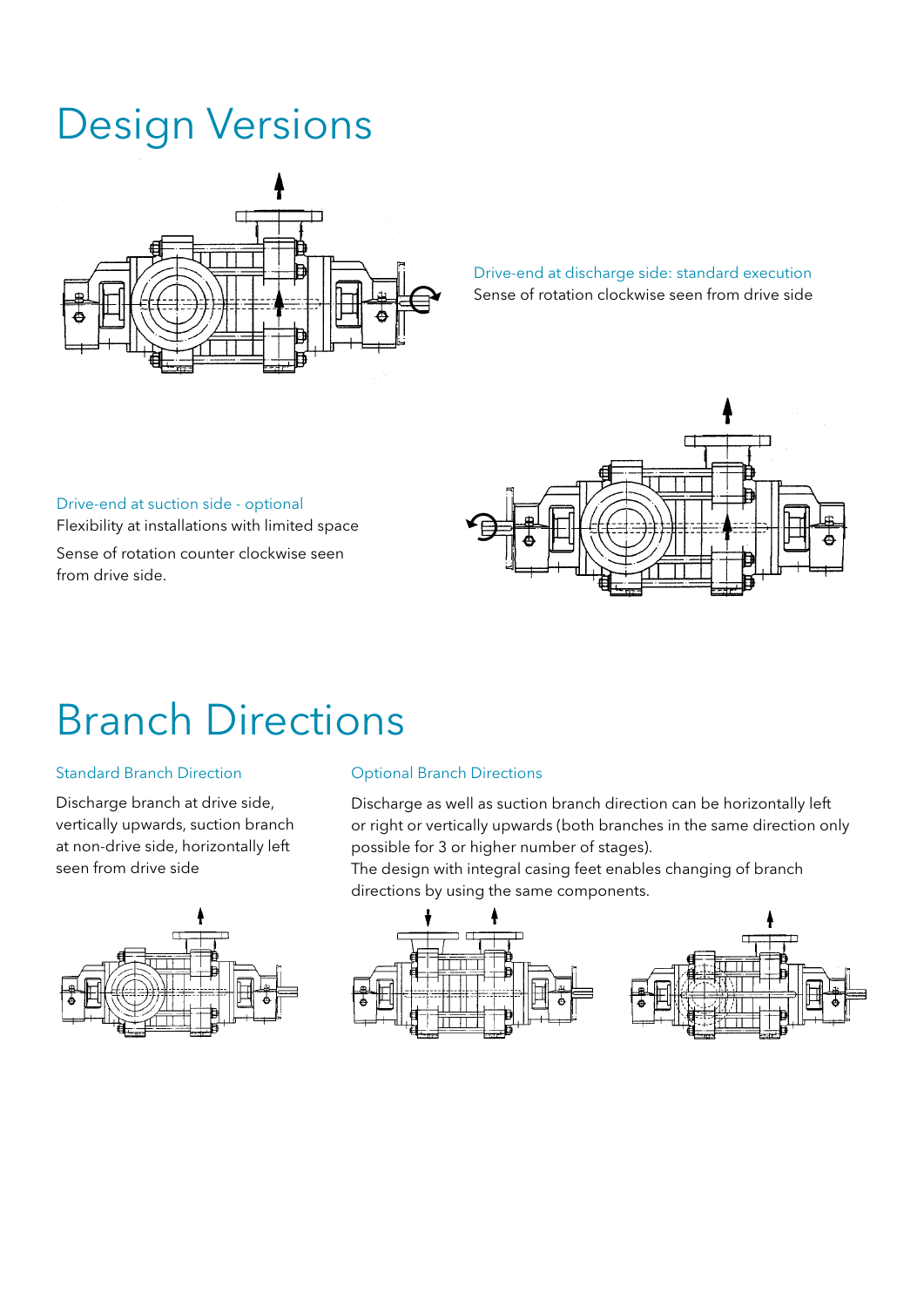# Design Versions

Drive-end at discharge side: standard execution

Sense of rotation clockwise seen from drive side

Drive-end at suction side - optional

Flexibility at installations with limited space

Sense of rotation counter clockwise seen from drive side.

# Branch Directions

### Standard Branch Direction

Discharge branch at drive side, vertically upwards, suction branch at non-drive side, horizontally left seen from drive side

### Optional Branch Directions

Discharge as well as suction branch direction can be horizontally left or right or vertically upwards (both branches in the same direction only possible for 3 or higher number of stages).
The design with integral casing feet enables changing of branch directions by using the same components.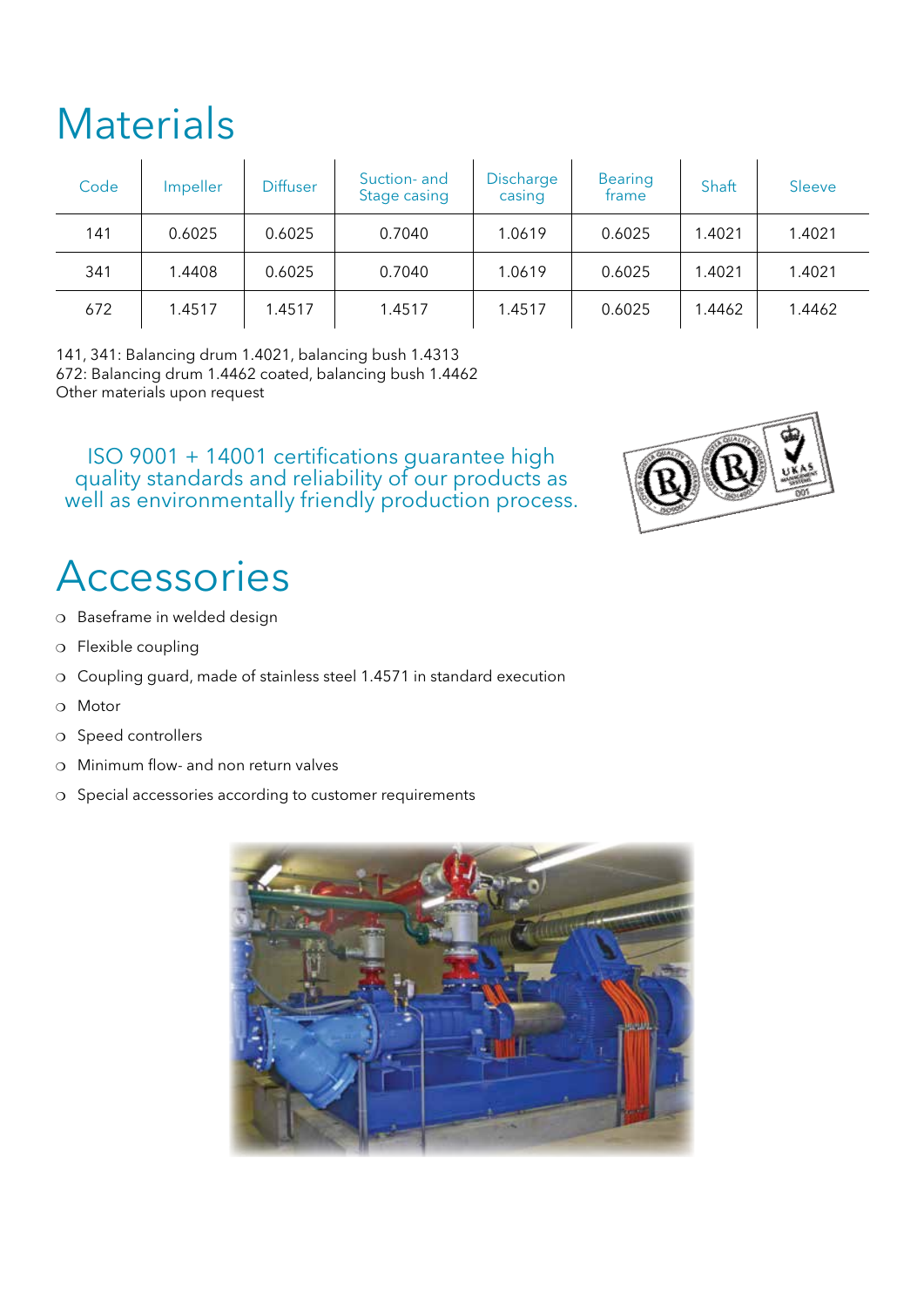# Materials

| Code | Impeller | Diffuser | Suction- and Stage casing | Discharge casing | Bearing frame | Shaft | Sleeve |
|---|---|---|---|---|---|---|---|
| 141 | 0.6025 | 0.6025 | 0.7040 | 1.0619 | 0.6025 | 1.4021 | 1.4021 |
| 341 | 1.4408 | 0.6025 | 0.7040 | 1.0619 | 0.6025 | 1.4021 | 1.4021 |
| 672 | 1.4517 | 1.4517 | 1.4517 | 1.4517 | 0.6025 | 1.4462 | 1.4462 |

141, 341: Balancing drum 1.4021, balancing bush 1.4313
672: Balancing drum 1.4462 coated, balancing bush 1.4462
Other materials upon request

ISO 9001 + 14001 certifications guarantee high quality standards and reliability of our products as well as environmentally friendly production process.

# Accessories

- Baseframe in welded design
- Flexible coupling
- Coupling guard, made of stainless steel 1.4571 in standard execution
- Motor
- Speed controllers
- Minimum flow- and non return valves
- Special accessories according to customer requirements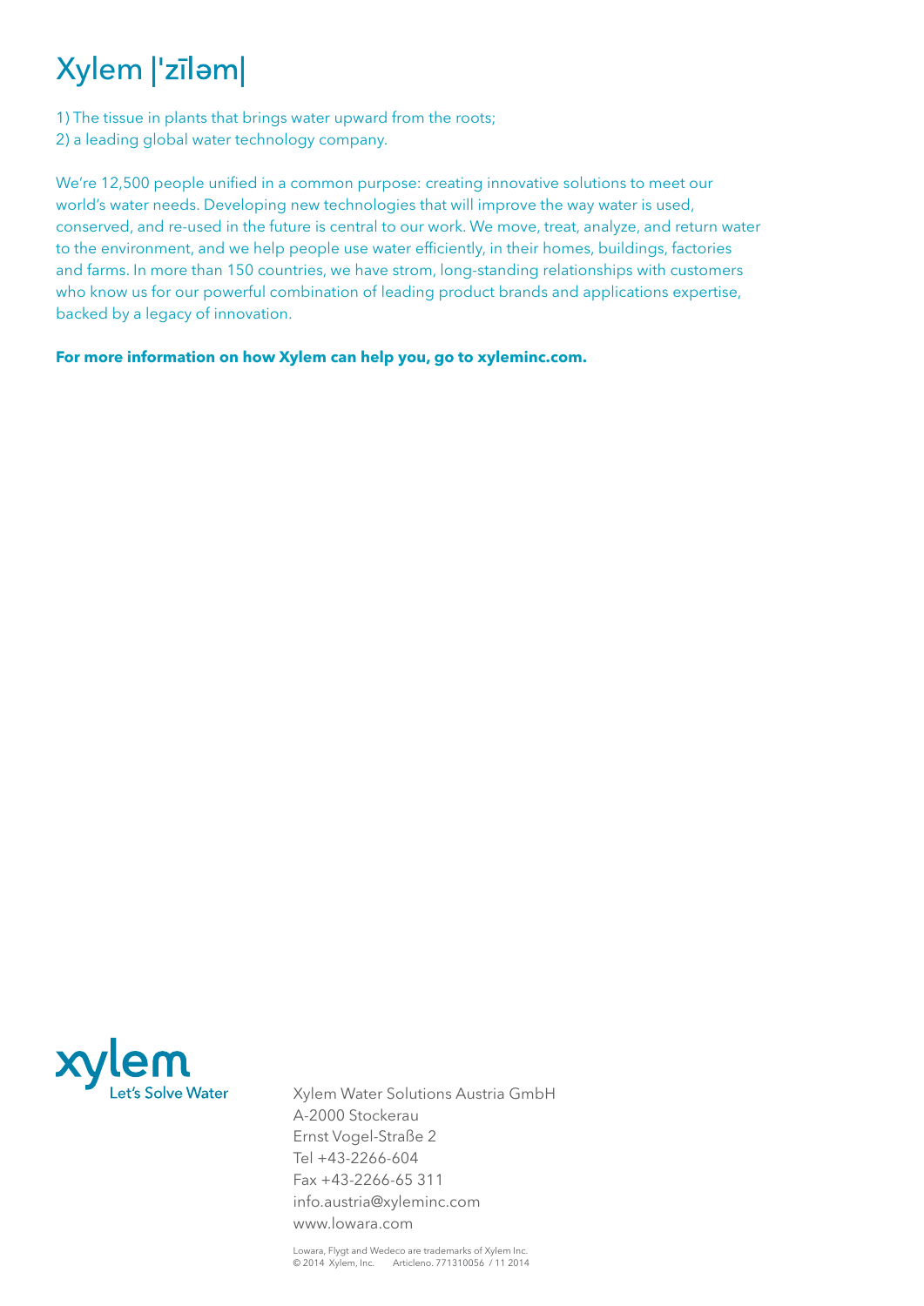# Xylem |'zīləm|

1) The tissue in plants that brings water upward from the roots;
2) a leading global water technology company.

We're 12,500 people unified in a common purpose: creating innovative solutions to meet our world's water needs. Developing new technologies that will improve the way water is used, conserved, and re-used in the future is central to our work. We move, treat, analyze, and return water to the environment, and we help people use water efficiently, in their homes, buildings, factories and farms. In more than 150 countries, we have strom, long-standing relationships with customers who know us for our powerful combination of leading product brands and applications expertise, backed by a legacy of innovation.

**For more information on how Xylem can help you, go to xyleminc.com.**

xylem
Let's Solve Water

Xylem Water Solutions Austria GmbH
A-2000 Stockerau
Ernst Vogel-Straße 2
Tel +43-2266-604
Fax +43-2266-65 311
info.austria@xyleminc.com
www.lowara.com

Lowara, Flygt and Wedeco are trademarks of Xylem Inc.
© 2014 Xylem, Inc. Articleno. 771310056 / 11 2014